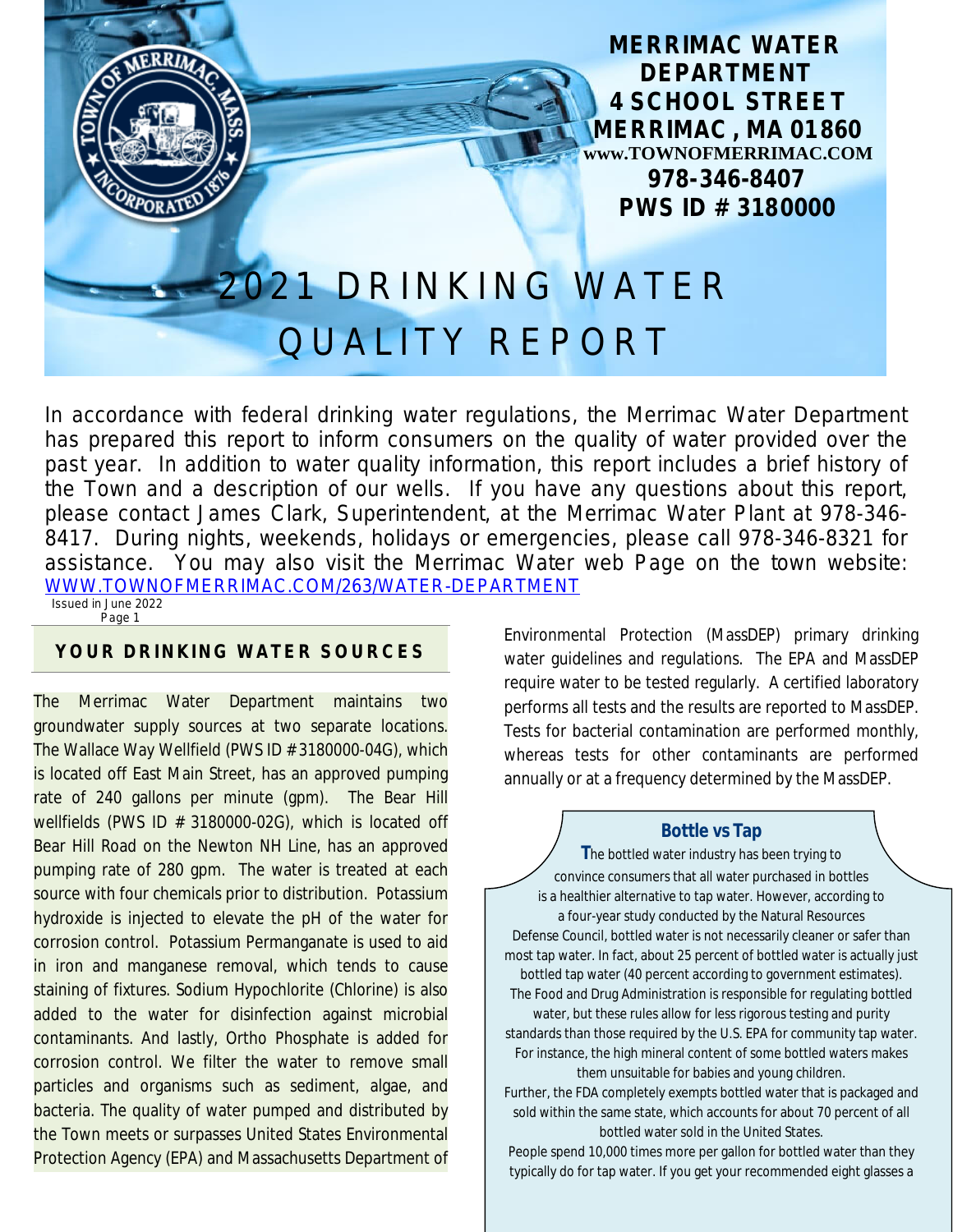**MERRIMAC WATER DEPARTMENT**
**4 SCHOOL STREET**
**MERRIMAC, MA 01860**
**www.TOWNOFMERRIMAC.COM**
**978-346-8407**
**PWS ID # 3180000**

# 2021 DRINKING WATER QUALITY REPORT

In accordance with federal drinking water regulations, the Merrimac Water Department has prepared this report to inform consumers on the quality of water provided over the past year. In addition to water quality information, this report includes a brief history of the Town and a description of our wells. If you have any questions about this report, please contact James Clark, Superintendent, at the Merrimac Water Plant at 978-346-8417. During nights, weekends, holidays or emergencies, please call 978-346-8321 for assistance. You may also visit the Merrimac Water web Page on the town website: [WWW.TOWNOFMERRIMAC.COM/263/WATER-DEPARTMENT](WWW.TOWNOFMERRIMAC.COM/263/WATER-DEPARTMENT)

Issued in June 2022

## YOUR DRINKING WATER SOURCES

The Merrimac Water Department maintains two groundwater supply sources at two separate locations. The Wallace Way Wellfield (PWS ID # 3180000-04G), which is located off East Main Street, has an approved pumping rate of 240 gallons per minute (gpm). The Bear Hill wellfields (PWS ID # 3180000-02G), which is located off Bear Hill Road on the Newton NH Line, has an approved pumping rate of 280 gpm. The water is treated at each source with four chemicals prior to distribution. Potassium hydroxide is injected to elevate the pH of the water for corrosion control. Potassium Permanganate is used to aid in iron and manganese removal, which tends to cause staining of fixtures. Sodium Hypochlorite (Chlorine) is also added to the water for disinfection against microbial contaminants. And lastly, Ortho Phosphate is added for corrosion control. We filter the water to remove small particles and organisms such as sediment, algae, and bacteria. The quality of water pumped and distributed by the Town meets or surpasses United States Environmental Protection Agency (EPA) and Massachusetts Department of Environmental Protection (MassDEP) primary drinking water guidelines and regulations. The EPA and MassDEP require water to be tested regularly. A certified laboratory performs all tests and the results are reported to MassDEP. Tests for bacterial contamination are performed monthly, whereas tests for other contaminants are performed annually or at a frequency determined by the MassDEP.

### Bottle vs Tap

The bottled water industry has been trying to convince consumers that all water purchased in bottles is a healthier alternative to tap water. However, according to a four-year study conducted by the Natural Resources Defense Council, bottled water is not necessarily cleaner or safer than most tap water. In fact, about 25 percent of bottled water is actually just bottled tap water (40 percent according to government estimates). The Food and Drug Administration is responsible for regulating bottled water, but these rules allow for less rigorous testing and purity standards than those required by the U.S. EPA for community tap water. For instance, the high mineral content of some bottled waters makes them unsuitable for babies and young children.

Further, the FDA completely exempts bottled water that is packaged and sold within the same state, which accounts for about 70 percent of all bottled water sold in the United States.

People spend 10,000 times more per gallon for bottled water than they typically do for tap water. If you get your recommended eight glasses a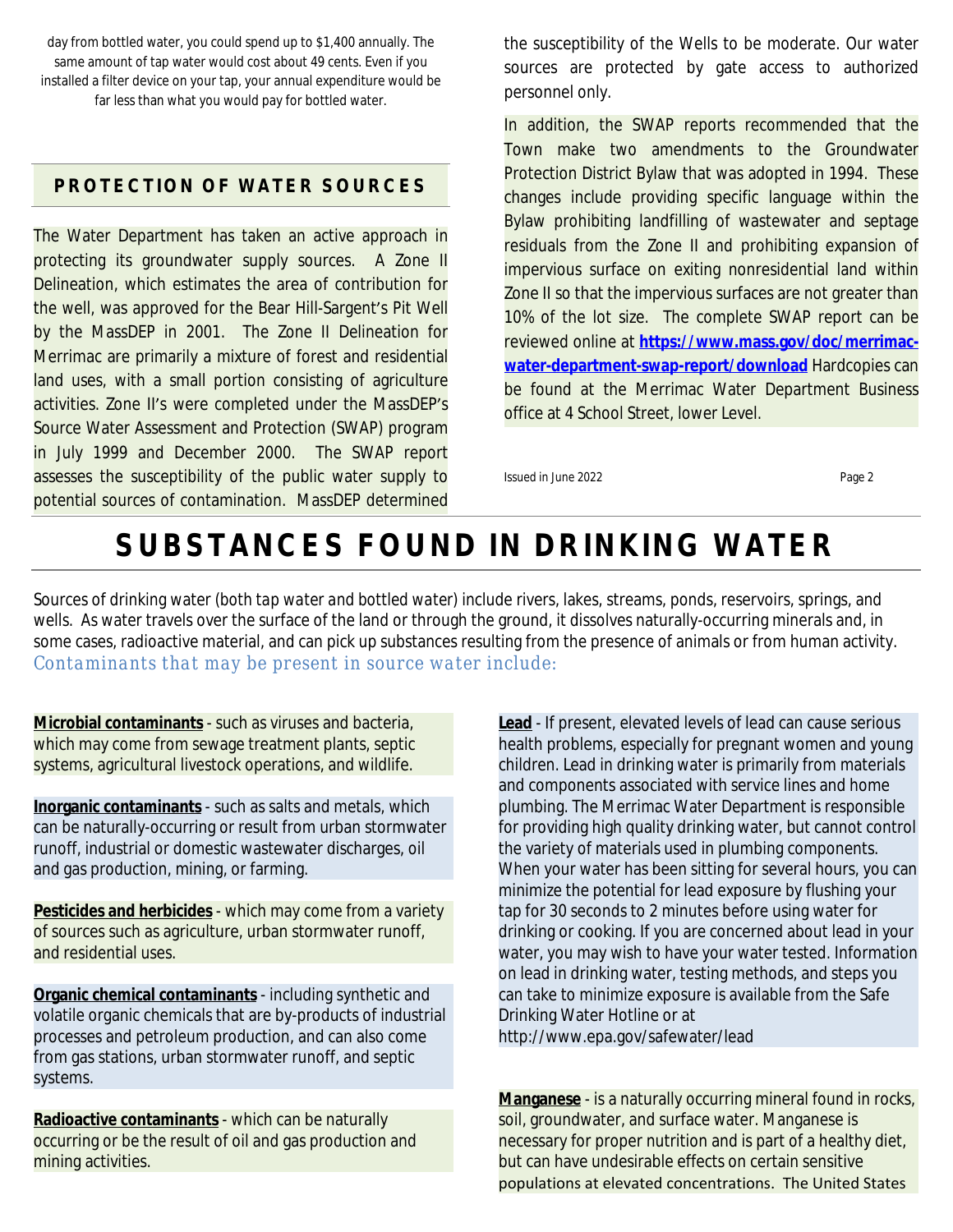day from bottled water, you could spend up to $1,400 annually. The same amount of tap water would cost about 49 cents. Even if you installed a filter device on your tap, your annual expenditure would be far less than what you would pay for bottled water.

## PROTECTION OF WATER SOURCES

The Water Department has taken an active approach in protecting its groundwater supply sources. A Zone II Delineation, which estimates the area of contribution for the well, was approved for the Bear Hill-Sargent's Pit Well by the MassDEP in 2001. The Zone II Delineation for Merrimac are primarily a mixture of forest and residential land uses, with a small portion consisting of agriculture activities. Zone II's were completed under the MassDEP's Source Water Assessment and Protection (SWAP) program in July 1999 and December 2000. The SWAP report assesses the susceptibility of the public water supply to potential sources of contamination. MassDEP determined the susceptibility of the Wells to be moderate. Our water sources are protected by gate access to authorized personnel only.

In addition, the SWAP reports recommended that the Town make two amendments to the Groundwater Protection District Bylaw that was adopted in 1994. These changes include providing specific language within the Bylaw prohibiting landfilling of wastewater and septage residuals from the Zone II and prohibiting expansion of impervious surface on exiting nonresidential land within Zone II so that the impervious surfaces are not greater than 10% of the lot size. The complete SWAP report can be reviewed online at **https://www.mass.gov/doc/merrimac-water-department-swap-report/download** Hardcopies can be found at the Merrimac Water Department Business office at 4 School Street, lower Level.

Issued in June 2022

# SUBSTANCES FOUND IN DRINKING WATER

Sources of drinking water (both tap water and bottled water) include rivers, lakes, streams, ponds, reservoirs, springs, and wells. As water travels over the surface of the land or through the ground, it dissolves naturally-occurring minerals and, in some cases, radioactive material, and can pick up substances resulting from the presence of animals or from human activity.

*Contaminants that may be present in source water include:*

**Microbial contaminants** - such as viruses and bacteria, which may come from sewage treatment plants, septic systems, agricultural livestock operations, and wildlife.

**Inorganic contaminants** - such as salts and metals, which can be naturally-occurring or result from urban stormwater runoff, industrial or domestic wastewater discharges, oil and gas production, mining, or farming.

**Pesticides and herbicides** - which may come from a variety of sources such as agriculture, urban stormwater runoff, and residential uses.

**Organic chemical contaminants** - including synthetic and volatile organic chemicals that are by-products of industrial processes and petroleum production, and can also come from gas stations, urban stormwater runoff, and septic systems.

**Radioactive contaminants** - which can be naturally occurring or be the result of oil and gas production and mining activities.

**Lead** - If present, elevated levels of lead can cause serious health problems, especially for pregnant women and young children. Lead in drinking water is primarily from materials and components associated with service lines and home plumbing. The Merrimac Water Department is responsible for providing high quality drinking water, but cannot control the variety of materials used in plumbing components. When your water has been sitting for several hours, you can minimize the potential for lead exposure by flushing your tap for 30 seconds to 2 minutes before using water for drinking or cooking. If you are concerned about lead in your water, you may wish to have your water tested. Information on lead in drinking water, testing methods, and steps you can take to minimize exposure is available from the Safe Drinking Water Hotline or at http://www.epa.gov/safewater/lead

**Manganese** - is a naturally occurring mineral found in rocks, soil, groundwater, and surface water. Manganese is necessary for proper nutrition and is part of a healthy diet, but can have undesirable effects on certain sensitive populations at elevated concentrations. The United States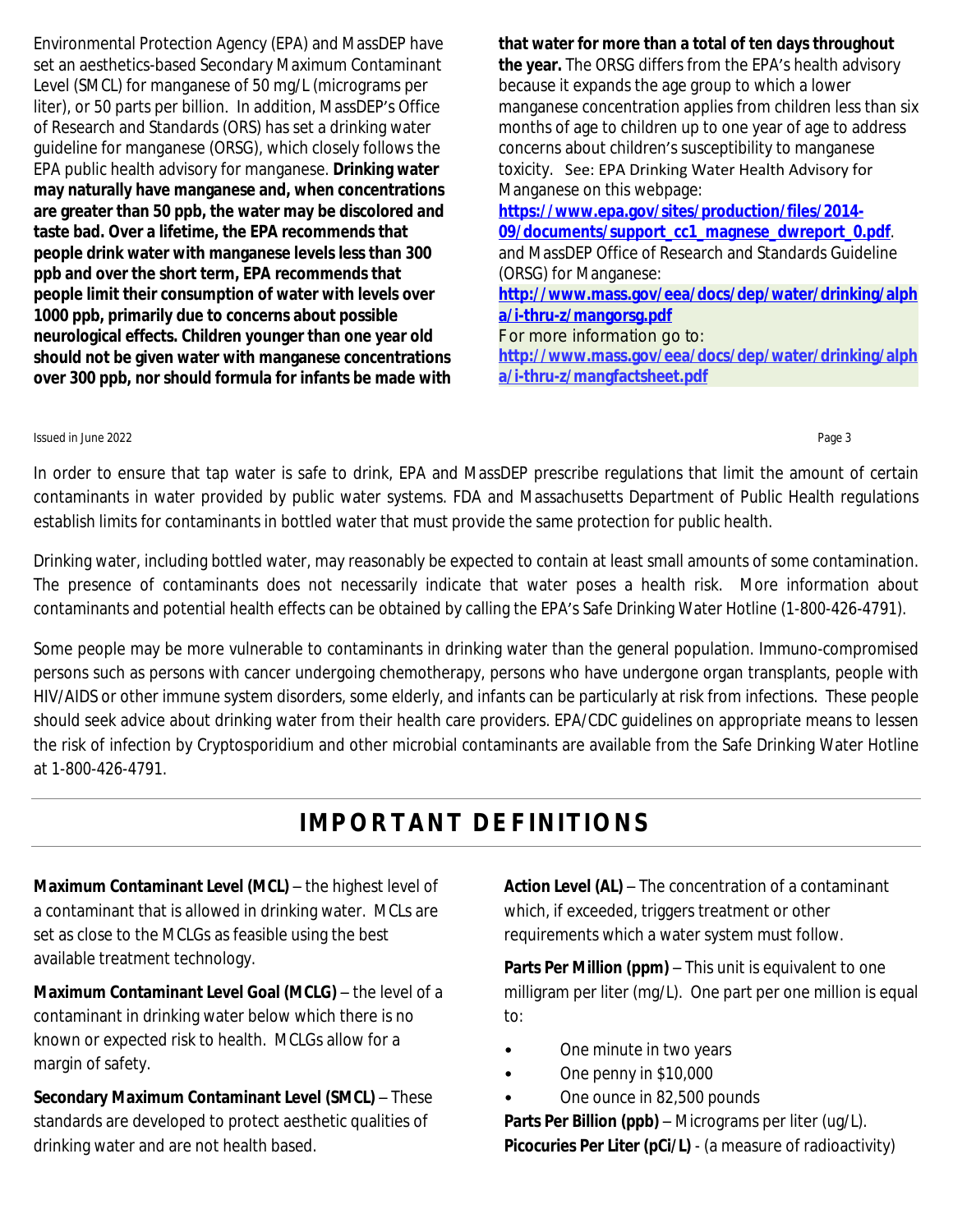Environmental Protection Agency (EPA) and MassDEP have set an aesthetics-based Secondary Maximum Contaminant Level (SMCL) for manganese of 50 mg/L (micrograms per liter), or 50 parts per billion. In addition, MassDEP's Office of Research and Standards (ORS) has set a drinking water guideline for manganese (ORSG), which closely follows the EPA public health advisory for manganese. **Drinking water may naturally have manganese and, when concentrations are greater than 50 ppb, the water may be discolored and taste bad. Over a lifetime, the EPA recommends that people drink water with manganese levels less than 300 ppb and over the short term, EPA recommends that people limit their consumption of water with levels over 1000 ppb, primarily due to concerns about possible neurological effects. Children younger than one year old should not be given water with manganese concentrations over 300 ppb, nor should formula for infants be made with that water for more than a total of ten days throughout the year.** The ORSG differs from the EPA's health advisory because it expands the age group to which a lower manganese concentration applies from children less than six months of age to children up to one year of age to address concerns about children's susceptibility to manganese toxicity. See: EPA Drinking Water Health Advisory for Manganese on this webpage: **https://www.epa.gov/sites/production/files/2014-09/documents/support_cc1_magnese_dwreport_0.pdf**. and MassDEP Office of Research and Standards Guideline (ORSG) for Manganese: **http://www.mass.gov/eea/docs/dep/water/drinking/alpha/i-thru-z/mangorsg.pdf**

For more information go to: **http://www.mass.gov/eea/docs/dep/water/drinking/alpha/i-thru-z/mangfactsheet.pdf**

In order to ensure that tap water is safe to drink, EPA and MassDEP prescribe regulations that limit the amount of certain contaminants in water provided by public water systems. FDA and Massachusetts Department of Public Health regulations establish limits for contaminants in bottled water that must provide the same protection for public health.

Drinking water, including bottled water, may reasonably be expected to contain at least small amounts of some contamination. The presence of contaminants does not necessarily indicate that water poses a health risk. More information about contaminants and potential health effects can be obtained by calling the EPA's Safe Drinking Water Hotline (1-800-426-4791).

Some people may be more vulnerable to contaminants in drinking water than the general population. Immuno-compromised persons such as persons with cancer undergoing chemotherapy, persons who have undergone organ transplants, people with HIV/AIDS or other immune system disorders, some elderly, and infants can be particularly at risk from infections. These people should seek advice about drinking water from their health care providers. EPA/CDC guidelines on appropriate means to lessen the risk of infection by Cryptosporidium and other microbial contaminants are available from the Safe Drinking Water Hotline at 1-800-426-4791.

## IMPORTANT DEFINITIONS

**Maximum Contaminant Level (MCL)** – the highest level of a contaminant that is allowed in drinking water. MCLs are set as close to the MCLGs as feasible using the best available treatment technology.

**Maximum Contaminant Level Goal (MCLG)** – the level of a contaminant in drinking water below which there is no known or expected risk to health. MCLGs allow for a margin of safety.

**Secondary Maximum Contaminant Level (SMCL)** – These standards are developed to protect aesthetic qualities of drinking water and are not health based.

**Action Level (AL)** – The concentration of a contaminant which, if exceeded, triggers treatment or other requirements which a water system must follow.

**Parts Per Million (ppm)** – This unit is equivalent to one milligram per liter (mg/L). One part per one million is equal to:

- One minute in two years
- One penny in $10,000
- One ounce in 82,500 pounds

**Parts Per Billion (ppb)** – Micrograms per liter (ug/L).

**Picocuries Per Liter (pCi/L)** - (a measure of radioactivity)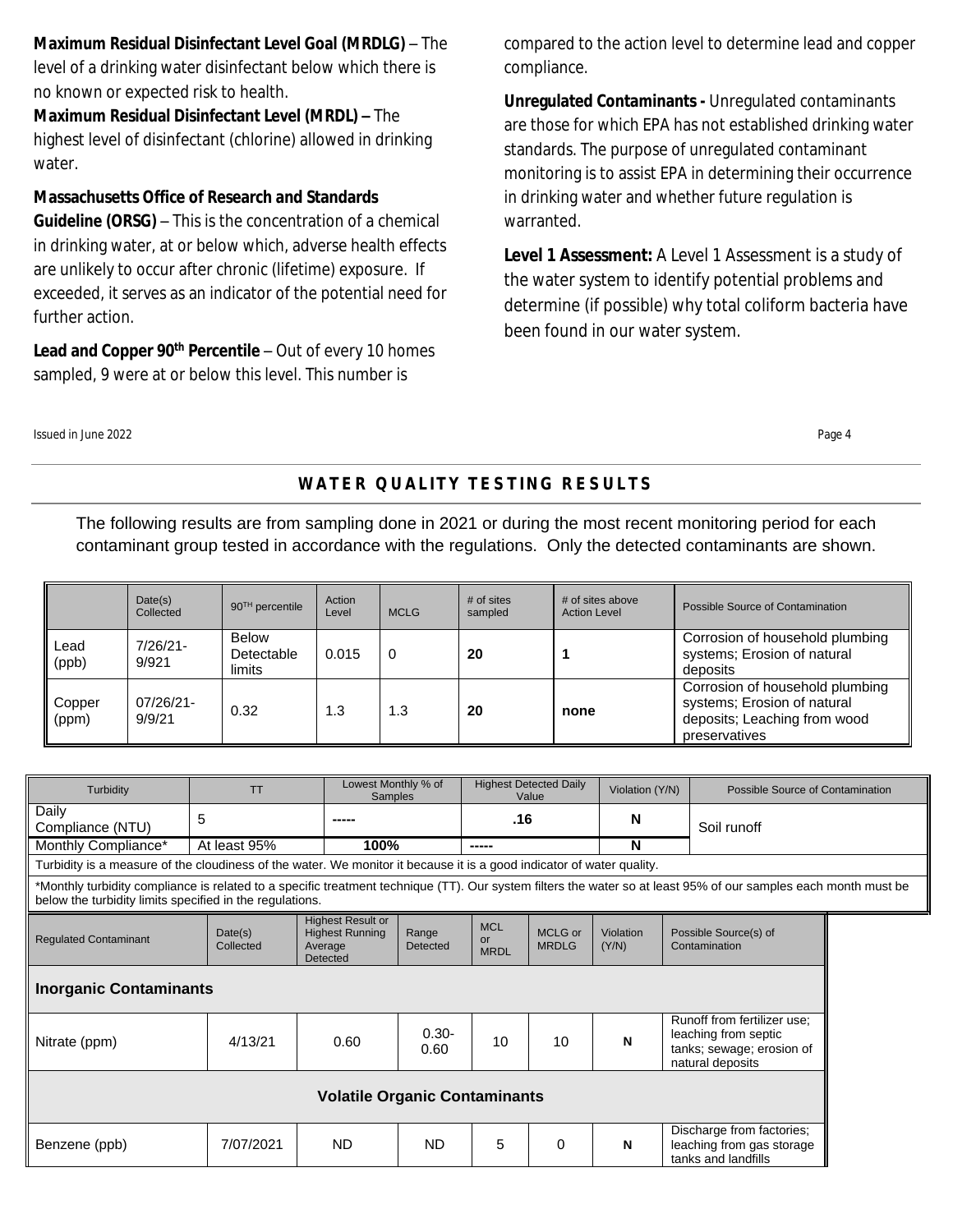**Maximum Residual Disinfectant Level Goal (MRDLG)** – The level of a drinking water disinfectant below which there is no known or expected risk to health.

**Maximum Residual Disinfectant Level (MRDL) –** The highest level of disinfectant (chlorine) allowed in drinking water.

**Massachusetts Office of Research and Standards Guideline (ORSG)** – This is the concentration of a chemical in drinking water, at or below which, adverse health effects are unlikely to occur after chronic (lifetime) exposure. If exceeded, it serves as an indicator of the potential need for further action.

**Lead and Copper 90th Percentile** – Out of every 10 homes sampled, 9 were at or below this level. This number is compared to the action level to determine lead and copper compliance.

**Unregulated Contaminants -** Unregulated contaminants are those for which EPA has not established drinking water standards. The purpose of unregulated contaminant monitoring is to assist EPA in determining their occurrence in drinking water and whether future regulation is warranted.

**Level 1 Assessment:** A Level 1 Assessment is a study of the water system to identify potential problems and determine (if possible) why total coliform bacteria have been found in our water system.

## WATER QUALITY TESTING RESULTS

The following results are from sampling done in 2021 or during the most recent monitoring period for each contaminant group tested in accordance with the regulations. Only the detected contaminants are shown.

| | Date(s) Collected | 90TH percentile | Action Level | MCLG | # of sites sampled | # of sites above Action Level | Possible Source of Contamination |
|---|---|---|---|---|---|---|---|
| Lead (ppb) | 7/26/21-9/921 | Below Detectable limits | 0.015 | 0 | **20** | **1** | Corrosion of household plumbing systems; Erosion of natural deposits |
| Copper (ppm) | 07/26/21-9/9/21 | 0.32 | 1.3 | 1.3 | **20** | **none** | Corrosion of household plumbing systems; Erosion of natural deposits; Leaching from wood preservatives |

| Turbidity | TT | Lowest Monthly % of Samples | Highest Detected Daily Value | Violation (Y/N) | Possible Source of Contamination |
|---|---|---|---|---|---|
| Daily Compliance (NTU) | 5 | ----- | **.16** | **N** | Soil runoff |
| Monthly Compliance* | At least 95% | **100%** | ----- | **N** | |

Turbidity is a measure of the cloudiness of the water. We monitor it because it is a good indicator of water quality.

*Monthly turbidity compliance is related to a specific treatment technique (TT). Our system filters the water so at least 95% of our samples each month must be below the turbidity limits specified in the regulations.

| Regulated Contaminant | Date(s) Collected | Highest Result or Highest Running Average Detected | Range Detected | MCL or MRDL | MCLG or MRDLG | Violation (Y/N) | Possible Source(s) of Contamination |
|---|---|---|---|---|---|---|---|
| **Inorganic Contaminants** | | | | | | | |
| Nitrate (ppm) | 4/13/21 | 0.60 | 0.30-0.60 | 10 | 10 | **N** | Runoff from fertilizer use; leaching from septic tanks; sewage; erosion of natural deposits |
| **Volatile Organic Contaminants** | | | | | | | |
| Benzene (ppb) | 7/07/2021 | ND | ND | 5 | 0 | **N** | Discharge from factories; leaching from gas storage tanks and landfills |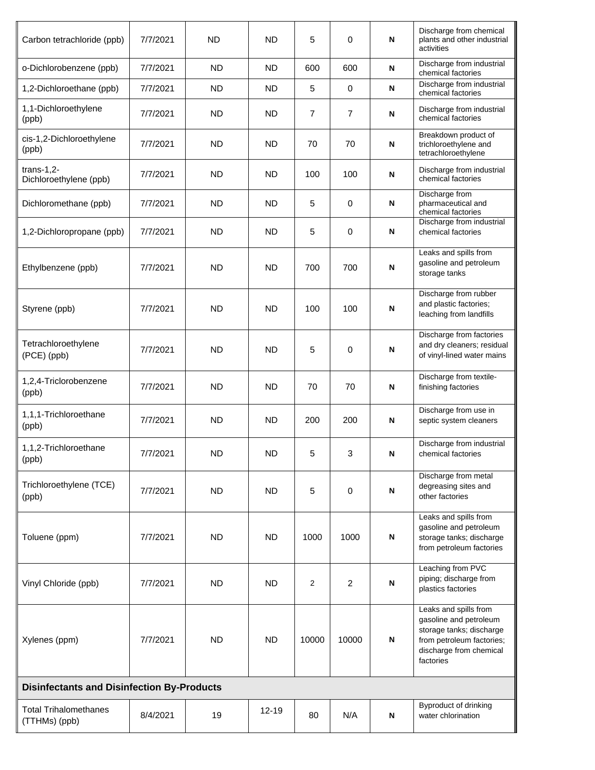| | | | | | | | |
|---|---|---|---|---|---|---|---|
| Carbon tetrachloride (ppb) | 7/7/2021 | ND | ND | 5 | 0 | N | Discharge from chemical plants and other industrial activities |
| o-Dichlorobenzene (ppb) | 7/7/2021 | ND | ND | 600 | 600 | N | Discharge from industrial chemical factories |
| 1,2-Dichloroethane (ppb) | 7/7/2021 | ND | ND | 5 | 0 | N | Discharge from industrial chemical factories |
| 1,1-Dichloroethylene (ppb) | 7/7/2021 | ND | ND | 7 | 7 | N | Discharge from industrial chemical factories |
| cis-1,2-Dichloroethylene (ppb) | 7/7/2021 | ND | ND | 70 | 70 | N | Breakdown product of trichloroethylene and tetrachloroethylene |
| trans-1,2-Dichloroethylene (ppb) | 7/7/2021 | ND | ND | 100 | 100 | N | Discharge from industrial chemical factories |
| Dichloromethane (ppb) | 7/7/2021 | ND | ND | 5 | 0 | N | Discharge from pharmaceutical and chemical factories |
| 1,2-Dichloropropane (ppb) | 7/7/2021 | ND | ND | 5 | 0 | N | Discharge from industrial chemical factories |
| Ethylbenzene (ppb) | 7/7/2021 | ND | ND | 700 | 700 | N | Leaks and spills from gasoline and petroleum storage tanks |
| Styrene (ppb) | 7/7/2021 | ND | ND | 100 | 100 | N | Discharge from rubber and plastic factories; leaching from landfills |
| Tetrachloroethylene (PCE) (ppb) | 7/7/2021 | ND | ND | 5 | 0 | N | Discharge from factories and dry cleaners; residual of vinyl-lined water mains |
| 1,2,4-Triclorobenzene (ppb) | 7/7/2021 | ND | ND | 70 | 70 | N | Discharge from textile-finishing factories |
| 1,1,1-Trichloroethane (ppb) | 7/7/2021 | ND | ND | 200 | 200 | N | Discharge from use in septic system cleaners |
| 1,1,2-Trichloroethane (ppb) | 7/7/2021 | ND | ND | 5 | 3 | N | Discharge from industrial chemical factories |
| Trichloroethylene (TCE) (ppb) | 7/7/2021 | ND | ND | 5 | 0 | N | Discharge from metal degreasing sites and other factories |
| Toluene (ppm) | 7/7/2021 | ND | ND | 1000 | 1000 | N | Leaks and spills from gasoline and petroleum storage tanks; discharge from petroleum factories |
| Vinyl Chloride (ppb) | 7/7/2021 | ND | ND | 2 | 2 | N | Leaching from PVC piping; discharge from plastics factories |
| Xylenes (ppm) | 7/7/2021 | ND | ND | 10000 | 10000 | N | Leaks and spills from gasoline and petroleum storage tanks; discharge from petroleum factories; discharge from chemical factories |
| **Disinfectants and Disinfection By-Products** | | | | | | | |
| Total Trihalomethanes (TTHMs) (ppb) | 8/4/2021 | 19 | 12-19 | 80 | N/A | N | Byproduct of drinking water chlorination |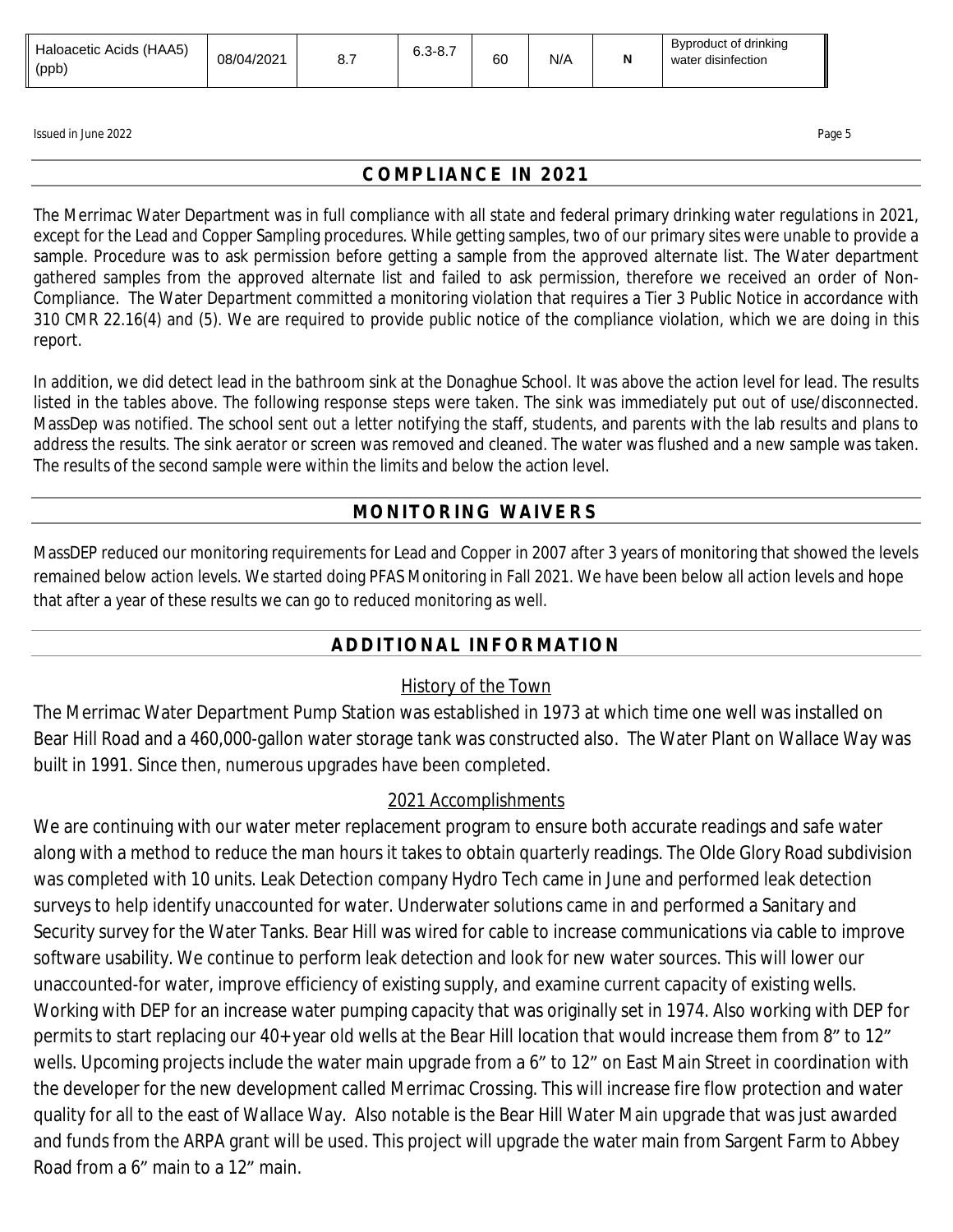| Haloacetic Acids (HAA5) (ppb) | 08/04/2021 | 8.7 | 6.3-8.7 | 60 | N/A | N | Byproduct of drinking water disinfection |
|---|---|---|---|---|---|---|---|

Issued in June 2022

## COMPLIANCE IN 2021

The Merrimac Water Department was in full compliance with all state and federal primary drinking water regulations in 2021, except for the Lead and Copper Sampling procedures. While getting samples, two of our primary sites were unable to provide a sample. Procedure was to ask permission before getting a sample from the approved alternate list. The Water department gathered samples from the approved alternate list and failed to ask permission, therefore we received an order of Non-Compliance. The Water Department committed a monitoring violation that requires a Tier 3 Public Notice in accordance with 310 CMR 22.16(4) and (5). We are required to provide public notice of the compliance violation, which we are doing in this report.

In addition, we did detect lead in the bathroom sink at the Donaghue School. It was above the action level for lead. The results listed in the tables above. The following response steps were taken. The sink was immediately put out of use/disconnected. MassDep was notified. The school sent out a letter notifying the staff, students, and parents with the lab results and plans to address the results. The sink aerator or screen was removed and cleaned. The water was flushed and a new sample was taken. The results of the second sample were within the limits and below the action level.

## MONITORING WAIVERS

MassDEP reduced our monitoring requirements for Lead and Copper in 2007 after 3 years of monitoring that showed the levels remained below action levels. We started doing PFAS Monitoring in Fall 2021. We have been below all action levels and hope that after a year of these results we can go to reduced monitoring as well.

## ADDITIONAL INFORMATION

### History of the Town

The Merrimac Water Department Pump Station was established in 1973 at which time one well was installed on Bear Hill Road and a 460,000-gallon water storage tank was constructed also. The Water Plant on Wallace Way was built in 1991. Since then, numerous upgrades have been completed.

### 2021 Accomplishments

We are continuing with our water meter replacement program to ensure both accurate readings and safe water along with a method to reduce the man hours it takes to obtain quarterly readings. The Olde Glory Road subdivision was completed with 10 units. Leak Detection company Hydro Tech came in June and performed leak detection surveys to help identify unaccounted for water. Underwater solutions came in and performed a Sanitary and Security survey for the Water Tanks. Bear Hill was wired for cable to increase communications via cable to improve software usability. We continue to perform leak detection and look for new water sources. This will lower our unaccounted-for water, improve efficiency of existing supply, and examine current capacity of existing wells. Working with DEP for an increase water pumping capacity that was originally set in 1974. Also working with DEP for permits to start replacing our 40+ year old wells at the Bear Hill location that would increase them from 8" to 12" wells. Upcoming projects include the water main upgrade from a 6" to 12" on East Main Street in coordination with the developer for the new development called Merrimac Crossing. This will increase fire flow protection and water quality for all to the east of Wallace Way. Also notable is the Bear Hill Water Main upgrade that was just awarded and funds from the ARPA grant will be used. This project will upgrade the water main from Sargent Farm to Abbey Road from a 6" main to a 12" main.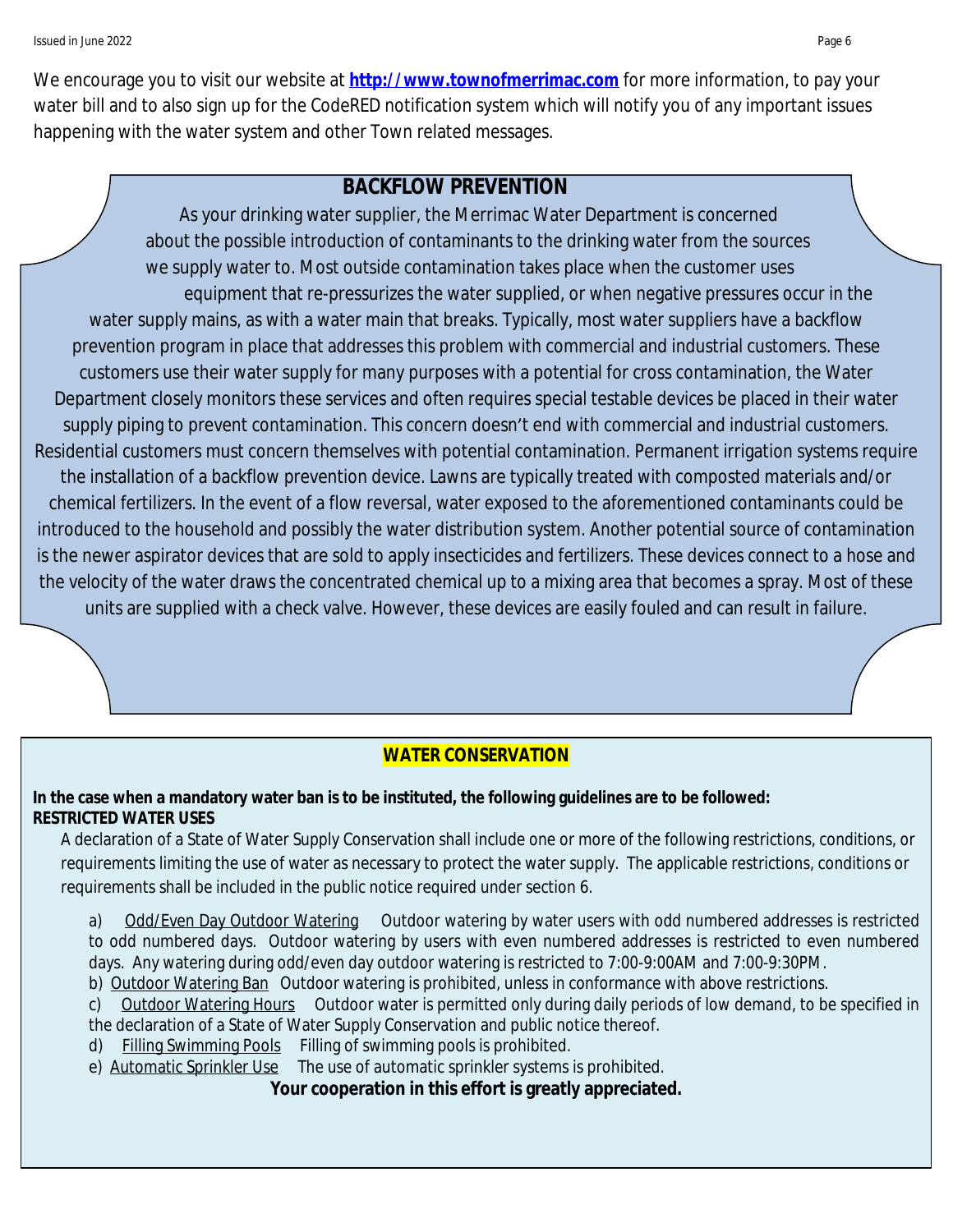We encourage you to visit our website at **http://www.townofmerrimac.com** for more information, to pay your water bill and to also sign up for the CodeRED notification system which will notify you of any important issues happening with the water system and other Town related messages.

## BACKFLOW PREVENTION

As your drinking water supplier, the Merrimac Water Department is concerned about the possible introduction of contaminants to the drinking water from the sources we supply water to. Most outside contamination takes place when the customer uses equipment that re-pressurizes the water supplied, or when negative pressures occur in the water supply mains, as with a water main that breaks. Typically, most water suppliers have a backflow prevention program in place that addresses this problem with commercial and industrial customers. These customers use their water supply for many purposes with a potential for cross contamination, the Water Department closely monitors these services and often requires special testable devices be placed in their water supply piping to prevent contamination. This concern doesn't end with commercial and industrial customers. Residential customers must concern themselves with potential contamination. Permanent irrigation systems require the installation of a backflow prevention device. Lawns are typically treated with composted materials and/or chemical fertilizers. In the event of a flow reversal, water exposed to the aforementioned contaminants could be introduced to the household and possibly the water distribution system. Another potential source of contamination is the newer aspirator devices that are sold to apply insecticides and fertilizers. These devices connect to a hose and the velocity of the water draws the concentrated chemical up to a mixing area that becomes a spray. Most of these units are supplied with a check valve. However, these devices are easily fouled and can result in failure.

## WATER CONSERVATION

**In the case when a mandatory water ban is to be instituted, the following guidelines are to be followed:**
**RESTRICTED WATER USES**

A declaration of a State of Water Supply Conservation shall include one or more of the following restrictions, conditions, or requirements limiting the use of water as necessary to protect the water supply. The applicable restrictions, conditions or requirements shall be included in the public notice required under section 6.

a) Odd/Even Day Outdoor Watering Outdoor watering by water users with odd numbered addresses is restricted to odd numbered days. Outdoor watering by users with even numbered addresses is restricted to even numbered days. Any watering during odd/even day outdoor watering is restricted to 7:00-9:00AM and 7:00-9:30PM.

b) Outdoor Watering Ban Outdoor watering is prohibited, unless in conformance with above restrictions.

c) Outdoor Watering Hours Outdoor water is permitted only during daily periods of low demand, to be specified in the declaration of a State of Water Supply Conservation and public notice thereof.

d) Filling Swimming Pools Filling of swimming pools is prohibited.

e) Automatic Sprinkler Use The use of automatic sprinkler systems is prohibited.

**Your cooperation in this effort is greatly appreciated.**